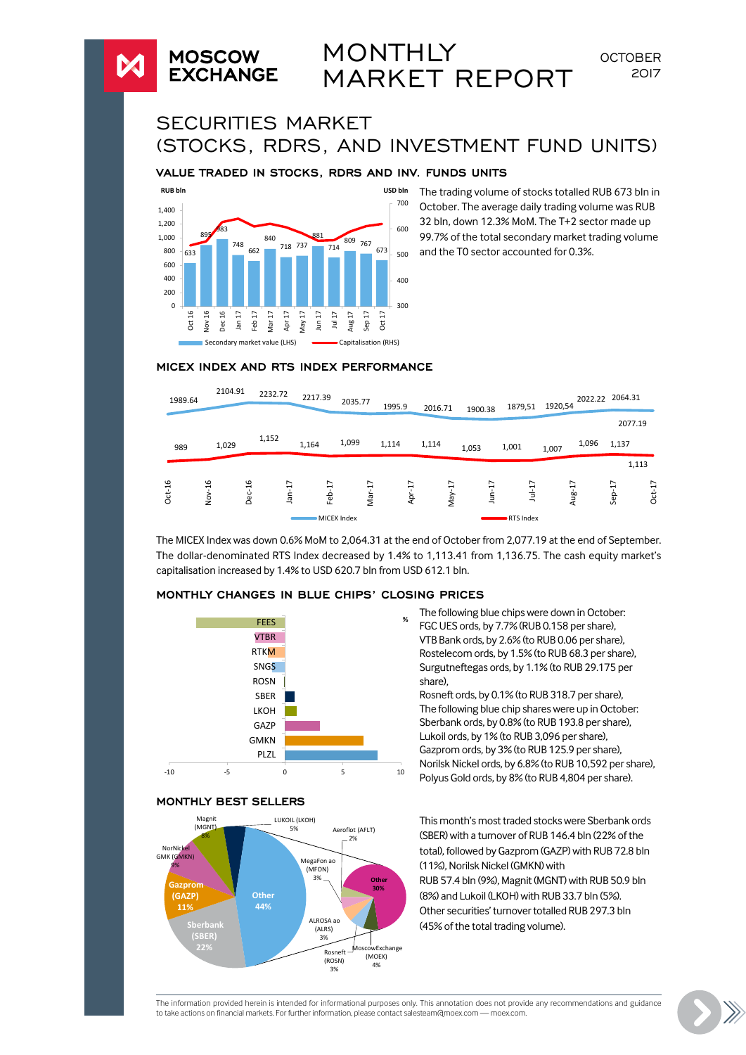MOSCOW EXCHANGE

# MONTHLY MARKET REPORT

OCTOBER 2017

## SECURITIES MARKET (STOCKS, RDRS, AND INVESTMENT FUND UNITS)

### VALUE TRADED IN STOCKS, RDRS AND INV. FUNDS UNITS

The trading volume of stocks totalled RUB 673 bln in October. The average daily trading volume was RUB 32 bln, down 12.3% MoM. The T+2 sector made up 99.7% of the total secondary market trading volume and the T0 sector accounted for 0.3%.

### MICEX INDEX AND RTS INDEX PERFORMANCE

The MICEX Index was down 0.6% MoM to 2,064.31 at the end of October from 2,077.19 at the end of September. The dollar-denominated RTS Index decreased by 1.4% to 1,113.41 from 1,136.75. The cash equity market's capitalisation increased by 1.4% to USD 620.7 bln from USD 612.1 bln.

### MONTHLY CHANGES IN BLUE CHIPS' CLOSING PRICES

The following blue chips were down in October:
FGC UES ords, by 7.7% (RUB 0.158 per share),
VTB Bank ords, by 2.6% (to RUB 0.06 per share),
Rostelecom ords, by 1.5% (to RUB 68.3 per share),
Surgutneftegas ords, by 1.1% (to RUB 29.175 per share),
Rosneft ords, by 0.1% (to RUB 318.7 per share),
The following blue chip shares were up in October:
Sberbank ords, by 0.8% (to RUB 193.8 per share),
Lukoil ords, by 1% (to RUB 3,096 per share),
Gazprom ords, by 3% (to RUB 125.9 per share),
Norilsk Nickel ords, by 6.8% (to RUB 10,592 per share),
Polyus Gold ords, by 8% (to RUB 4,804 per share).

### MONTHLY BEST SELLERS

This month's most traded stocks were Sberbank ords (SBER) with a turnover of RUB 146.4 bln (22% of the total), followed by Gazprom (GAZP) with RUB 72.8 bln (11%), Norilsk Nickel (GMKN) with RUB 57.4 bln (9%), Magnit (MGNT) with RUB 50.9 bln (8%) and Lukoil (LKOH) with RUB 33.7 bln (5%). Other securities' turnover totalled RUB 297.3 bln (45% of the total trading volume).

The information provided herein is intended for informational purposes only. This annotation does not provide any recommendations and guidance to take actions on financial markets. For further information, please contact salesteam@moex.com — moex.com.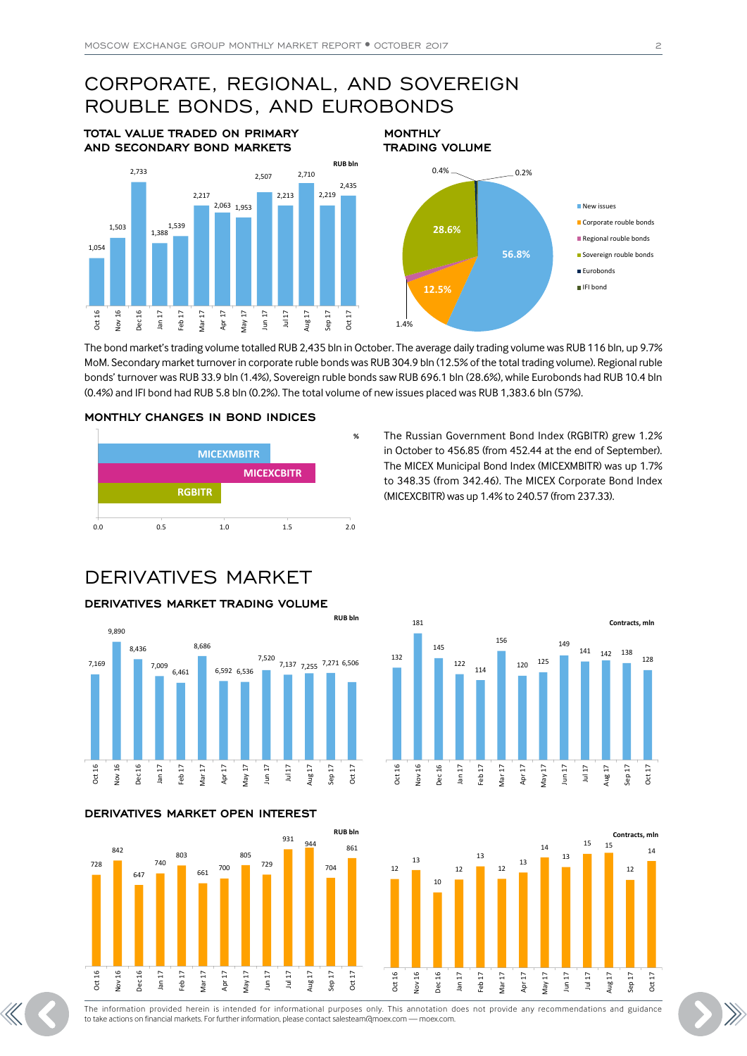# CORPORATE, REGIONAL, AND SOVEREIGN ROUBLE BONDS, AND EUROBONDS

### TOTAL VALUE TRADED ON PRIMARY AND SECONDARY BOND MARKETS

RUB bln

| Oct 16 | Nov 16 | Dec 16 | Jan 17 | Feb 17 | Mar 17 | Apr 17 | May 17 | Jun 17 | Jul 17 | Aug 17 | Sep 17 | Oct 17 |
|---|---|---|---|---|---|---|---|---|---|---|---|---|
| 1,054 | 1,503 | 2,733 | 1,388 | 1,539 | 2,217 | 2,063 | 1,953 | 2,507 | 2,213 | 2,710 | 2,219 | 2,435 |

### MONTHLY TRADING VOLUME

| Segment | Share |
|---|---|
| New issues | 56.8% |
| Corporate rouble bonds | 12.5% |
| Regional rouble bonds | 1.4% |
| Sovereign rouble bonds | 28.6% |
| Eurobonds | 0.4% |
| IFI bond | 0.2% |

The bond market's trading volume totalled RUB 2,435 bln in October. The average daily trading volume was RUB 116 bln, up 9.7% MoM. Secondary market turnover in corporate ruble bonds was RUB 304.9 bln (12.5% of the total trading volume). Regional ruble bonds' turnover was RUB 33.9 bln (1.4%), Sovereign ruble bonds saw RUB 696.1 bln (28.6%), while Eurobonds had RUB 10.4 bln (0.4%) and IFI bond had RUB 5.8 bln (0.2%). The total volume of new issues placed was RUB 1,383.6 bln (57%).

### MONTHLY CHANGES IN BOND INDICES

%

| Index | Change, % |
|---|---|
| MICEXMBITR | 1.7 |
| MICEXCBITR | 1.4 |
| RGBITR | 1.2 |

The Russian Government Bond Index (RGBITR) grew 1.2% in October to 456.85 (from 452.44 at the end of September). The MICEX Municipal Bond Index (MICEXMBITR) was up 1.7% to 348.35 (from 342.46). The MICEX Corporate Bond Index (MICEXCBITR) was up 1.4% to 240.57 (from 237.33).

# DERIVATIVES MARKET

### DERIVATIVES MARKET TRADING VOLUME

| | Oct 16 | Nov 16 | Dec 16 | Jan 17 | Feb 17 | Mar 17 | Apr 17 | May 17 | Jun 17 | Jul 17 | Aug 17 | Sep 17 | Oct 17 |
|---|---|---|---|---|---|---|---|---|---|---|---|---|---|
| RUB bln | 7,169 | 9,890 | 8,436 | 7,009 | 6,461 | 8,686 | 6,592 | 6,536 | 7,520 | 7,137 | 7,255 | 7,271 | 6,506 |
| Contracts, mln | 132 | 181 | 145 | 122 | 114 | 156 | 120 | 125 | 149 | 141 | 142 | 138 | 128 |

### DERIVATIVES MARKET OPEN INTEREST

| | Oct 16 | Nov 16 | Dec 16 | Jan 17 | Feb 17 | Mar 17 | Apr 17 | May 17 | Jun 17 | Jul 17 | Aug 17 | Sep 17 | Oct 17 |
|---|---|---|---|---|---|---|---|---|---|---|---|---|---|
| RUB bln | 728 | 842 | 647 | 740 | 803 | 661 | 700 | 805 | 729 | 931 | 944 | 704 | 861 |
| Contracts, mln | 12 | 13 | 10 | 12 | 13 | 12 | 13 | 14 | 13 | 15 | 15 | 12 | 14 |

The information provided herein is intended for informational purposes only. This annotation does not provide any recommendations and guidance to take actions on financial markets. For further information, please contact salesteam@moex.com — moex.com.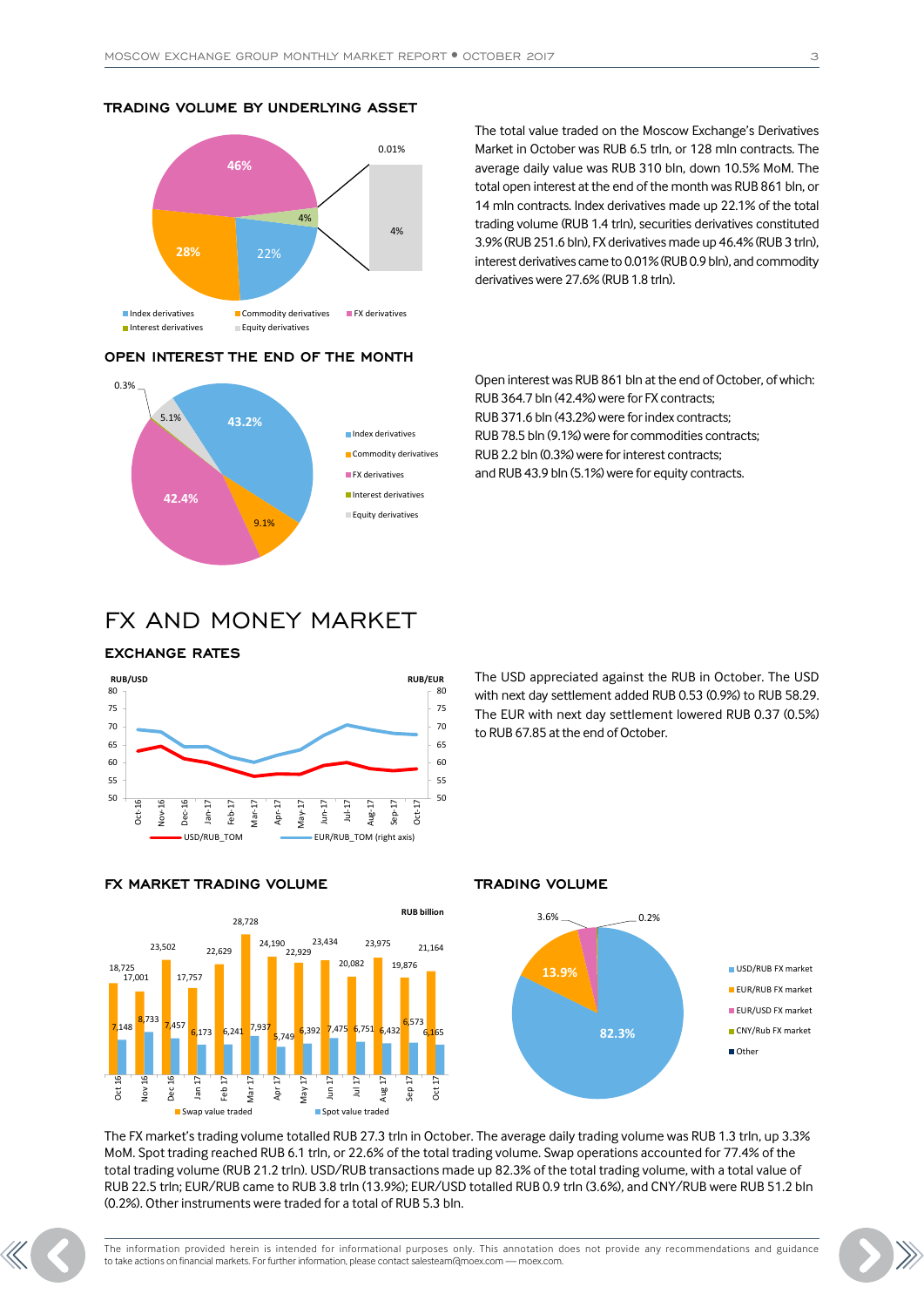### TRADING VOLUME BY UNDERLYING ASSET

The total value traded on the Moscow Exchange's Derivatives Market in October was RUB 6.5 trln, or 128 mln contracts. The average daily value was RUB 310 bln, down 10.5% MoM. The total open interest at the end of the month was RUB 861 bln, or 14 mln contracts. Index derivatives made up 22.1% of the total trading volume (RUB 1.4 trln), securities derivatives constituted 3.9% (RUB 251.6 bln), FX derivatives made up 46.4% (RUB 3 trln), interest derivatives came to 0.01% (RUB 0.9 bln), and commodity derivatives were 27.6% (RUB 1.8 trln).

### OPEN INTEREST THE END OF THE MONTH

Open interest was RUB 861 bln at the end of October, of which:
RUB 364.7 bln (42.4%) were for FX contracts;
RUB 371.6 bln (43.2%) were for index contracts;
RUB 78.5 bln (9.1%) were for commodities contracts;
RUB 2.2 bln (0.3%) were for interest contracts;
and RUB 43.9 bln (5.1%) were for equity contracts.

# FX AND MONEY MARKET

### EXCHANGE RATES

The USD appreciated against the RUB in October. The USD with next day settlement added RUB 0.53 (0.9%) to RUB 58.29. The EUR with next day settlement lowered RUB 0.37 (0.5%) to RUB 67.85 at the end of October.

### FX MARKET TRADING VOLUME

RUB billion

| Month | Swap value traded | Spot value traded |
|---|---|---|
| Oct 16 | 18,725 | 7,148 |
| Nov 16 | 17,001 | 8,733 |
| Dec 16 | 23,502 | 7,457 |
| Jan 17 | 17,757 | 6,173 |
| Feb 17 | 22,629 | 6,241 |
| Mar 17 | 28,728 | 7,937 |
| Apr 17 | 24,190 | 5,749 |
| May 17 | 22,929 | 6,392 |
| Jun 17 | 23,434 | 7,475 |
| Jul 17 | 20,082 | 6,751 |
| Aug 17 | 23,975 | 6,432 |
| Sep 17 | 19,876 | 6,573 |
| Oct 17 | 21,164 | 6,165 |

### TRADING VOLUME

The FX market's trading volume totalled RUB 27.3 trln in October. The average daily trading volume was RUB 1.3 trln, up 3.3% MoM. Spot trading reached RUB 6.1 trln, or 22.6% of the total trading volume. Swap operations accounted for 77.4% of the total trading volume (RUB 21.2 trln). USD/RUB transactions made up 82.3% of the total trading volume, with a total value of RUB 22.5 trln; EUR/RUB came to RUB 3.8 trln (13.9%); EUR/USD totalled RUB 0.9 trln (3.6%), and CNY/RUB were RUB 51.2 bln (0.2%). Other instruments were traded for a total of RUB 5.3 bln.

The information provided herein is intended for informational purposes only. This annotation does not provide any recommendations and guidance to take actions on financial markets. For further information, please contact salesteam@moex.com — moex.com.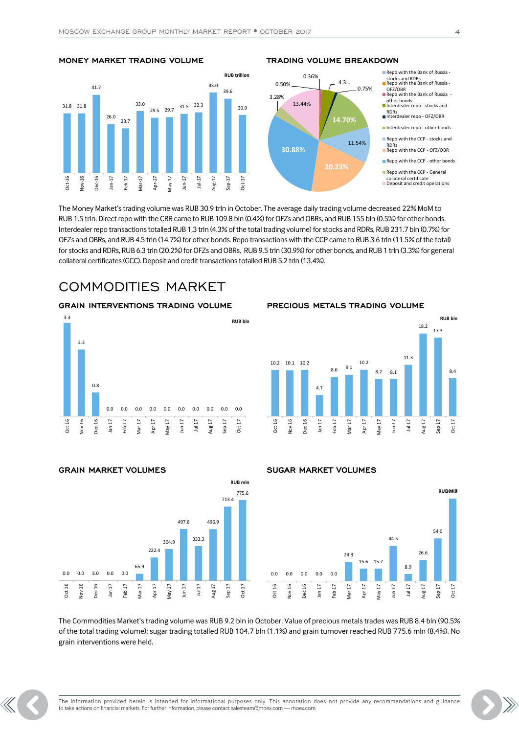## MONEY MARKET TRADING VOLUME

RUB trillion

| Oct-16 | Nov-16 | Dec-16 | Jan-17 | Feb-17 | Mar-17 | Apr-17 | May-17 | Jun-17 | Jul-17 | Aug-17 | Sep-17 | Oct-17 |
|---|---|---|---|---|---|---|---|---|---|---|---|---|
| 31.8 | 31.8 | 41.7 | 26.0 | 23.7 | 33.0 | 29.5 | 29.7 | 31.5 | 32.3 | 43.0 | 39.6 | 30.9 |

## TRADING VOLUME BREAKDOWN

- Repo with the Bank of Russia - stocks and RDRs
- Repo with the Bank of Russia - OFZ/OBR
- Repo with the Bank of Russia - other bonds
- Interdealer repo - stocks and RDRs
- Interdealer repo - OFZ/OBR
- Interdealer repo - other bonds
- Repo with the CCP - stocks and RDRs
- Repo with the CCP - OFZ/OBR
- Repo with the CCP - other bonds
- Repo with the CCP - General collateral certificate
- Deposit and credit operations

Chart labels: 0.36%, 4.3..., 0.75%, 0.50%, 3.28%, 13.44%, 14.70%, 11.54%, 30.88%, 20.23%

The Money Market's trading volume was RUB 30.9 trln in October. The average daily trading volume decreased 22% MoM to RUB 1.5 trln. Direct repo with the CBR came to RUB 109.8 bln (0.4%) for OFZs and OBRs, and RUB 155 bln (0.5%) for other bonds. Interdealer repo transactions totalled RUB 1,3 trln (4.3% of the total trading volume) for stocks and RDRs, RUB 231.7 bln (0.7%) for OFZs and OBRs, and RUB 4.5 trln (14.7%) for other bonds. Repo transactions with the CCP came to RUB 3.6 trln (11.5% of the total) for stocks and RDRs, RUB 6.3 trln (20.2%) for OFZs and OBRs, RUB 9.5 trln (30.9%) for other bonds, and RUB 1 trln (3.3%) for general collateral certificates (GCC). Deposit and credit transactions totalled RUB 5.2 trln (13.4%).

# COMMODITIES MARKET

## GRAIN INTERVENTIONS TRADING VOLUME

RUB bln

| Oct 16 | Nov 16 | Dec 16 | Jan 17 | Feb 17 | Mar 17 | Apr 17 | May 17 | Jun 17 | Jul 17 | Aug 17 | Sep 17 | Oct 17 |
|---|---|---|---|---|---|---|---|---|---|---|---|---|
| 3.3 | 2.3 | 0.8 | 0.0 | 0.0 | 0.0 | 0.0 | 0.0 | 0.0 | 0.0 | 0.0 | 0.0 | 0.0 |

## PRECIOUS METALS TRADING VOLUME

RUB bln

| Oct 16 | Nov 16 | Dec 16 | Jan 17 | Feb 17 | Mar 17 | Apr 17 | May 17 | Jun 17 | Jul 17 | Aug 17 | Sep 17 | Oct 17 |
|---|---|---|---|---|---|---|---|---|---|---|---|---|
| 10.2 | 10.1 | 10.2 | 4.7 | 8.6 | 9.1 | 10.2 | 8.2 | 8.1 | 11.3 | 18.2 | 17.3 | 8.4 |

## GRAIN MARKET VOLUMES

RUB mln

| Oct 16 | Nov 16 | Dec 16 | Jan 17 | Feb 17 | Mar 17 | Apr 17 | May 17 | Jun 17 | Jul 17 | Aug 17 | Sep 17 | Oct 17 |
|---|---|---|---|---|---|---|---|---|---|---|---|---|
| 0.0 | 0.0 | 3.0 | 0.0 | 0.0 | 65.9 | 222.4 | 304.9 | 497.8 | 333.3 | 496.9 | 713.4 | 775.6 |

## SUGAR MARKET VOLUMES

RUB mln

| Oct 16 | Nov 16 | Dec 16 | Jan 17 | Feb 17 | Mar 17 | Apr 17 | May 17 | Jun 17 | Jul 17 | Aug 17 | Sep 17 | Oct 17 |
|---|---|---|---|---|---|---|---|---|---|---|---|---|
| 0.0 | 0.0 | 0.0 | 0.0 | 0.0 | 24.3 | 15.6 | 15.7 | 44.5 | 8.9 | 26.6 | 54.0 | |

The Commodities Market's trading volume was RUB 9.2 bln in October. Value of precious metals trades was RUB 8.4 bln (90.5% of the total trading volume); sugar trading totalled RUB 104.7 bln (1.1%) and grain turnover reached RUB 775.6 mln (8.4%). No grain interventions were held.

The information provided herein is intended for informational purposes only. This annotation does not provide any recommendations and guidance to take actions on financial markets. For further information, please contact salesteam@moex.com — moex.com.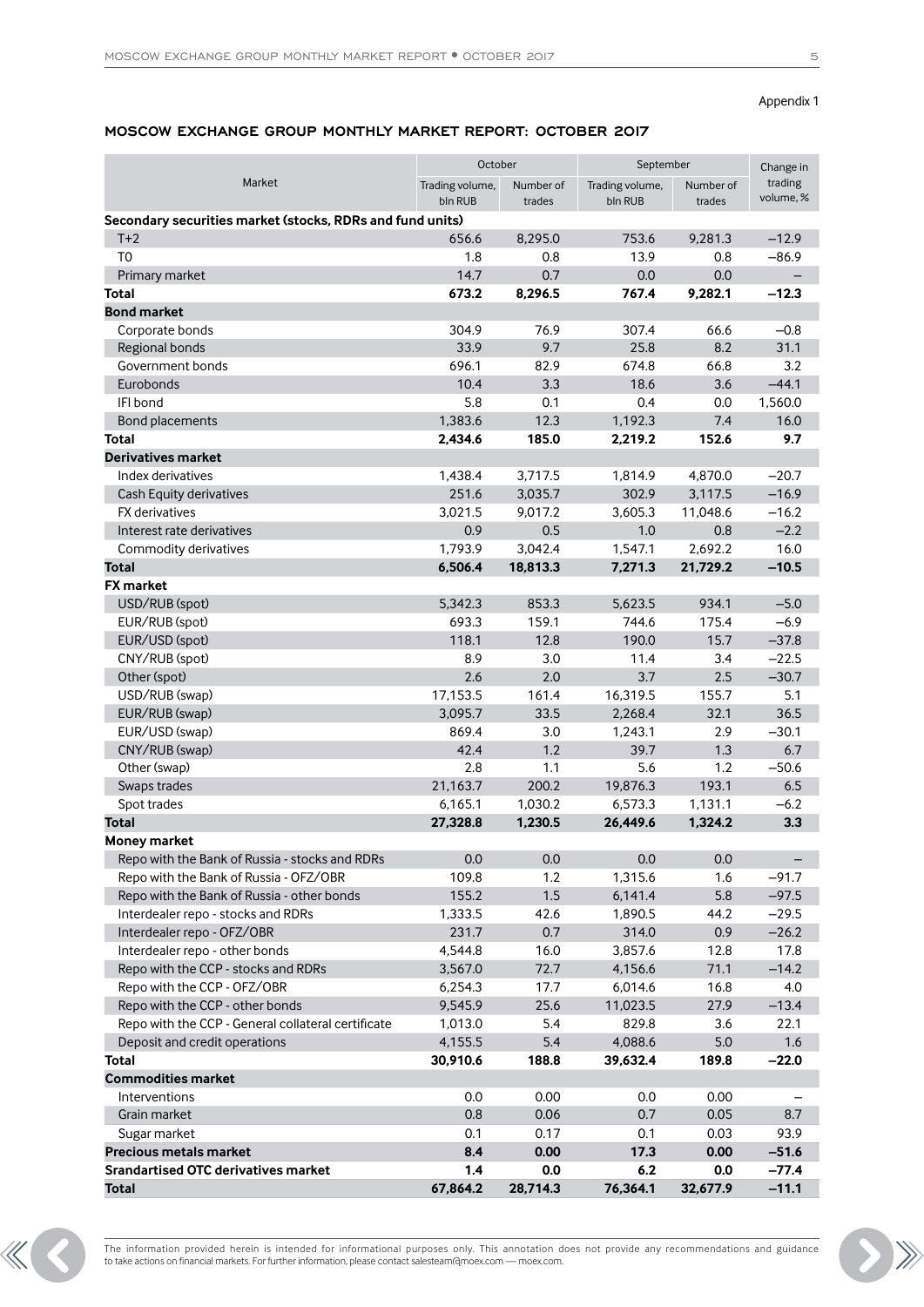Appendix 1

## MOSCOW EXCHANGE GROUP MONTHLY MARKET REPORT: OCTOBER 2017

| Market | October | | September | | Change in trading volume, % |
|---|---|---|---|---|---|
| | Trading volume, bln RUB | Number of trades | Trading volume, bln RUB | Number of trades | |
| **Secondary securities market (stocks, RDRs and fund units)** | | | | | |
| T+2 | 656.6 | 8,295.0 | 753.6 | 9,281.3 | −12.9 |
| T0 | 1.8 | 0.8 | 13.9 | 0.8 | −86.9 |
| Primary market | 14.7 | 0.7 | 0.0 | 0.0 | – |
| **Total** | **673.2** | **8,296.5** | **767.4** | **9,282.1** | **−12.3** |
| **Bond market** | | | | | |
| Corporate bonds | 304.9 | 76.9 | 307.4 | 66.6 | −0.8 |
| Regional bonds | 33.9 | 9.7 | 25.8 | 8.2 | 31.1 |
| Government bonds | 696.1 | 82.9 | 674.8 | 66.8 | 3.2 |
| Eurobonds | 10.4 | 3.3 | 18.6 | 3.6 | −44.1 |
| IFI bond | 5.8 | 0.1 | 0.4 | 0.0 | 1,560.0 |
| Bond placements | 1,383.6 | 12.3 | 1,192.3 | 7.4 | 16.0 |
| **Total** | **2,434.6** | **185.0** | **2,219.2** | **152.6** | **9.7** |
| **Derivatives market** | | | | | |
| Index derivatives | 1,438.4 | 3,717.5 | 1,814.9 | 4,870.0 | −20.7 |
| Cash Equity derivatives | 251.6 | 3,035.7 | 302.9 | 3,117.5 | −16.9 |
| FX derivatives | 3,021.5 | 9,017.2 | 3,605.3 | 11,048.6 | −16.2 |
| Interest rate derivatives | 0.9 | 0.5 | 1.0 | 0.8 | −2.2 |
| Commodity derivatives | 1,793.9 | 3,042.4 | 1,547.1 | 2,692.2 | 16.0 |
| **Total** | **6,506.4** | **18,813.3** | **7,271.3** | **21,729.2** | **−10.5** |
| **FX market** | | | | | |
| USD/RUB (spot) | 5,342.3 | 853.3 | 5,623.5 | 934.1 | −5.0 |
| EUR/RUB (spot) | 693.3 | 159.1 | 744.6 | 175.4 | −6.9 |
| EUR/USD (spot) | 118.1 | 12.8 | 190.0 | 15.7 | −37.8 |
| CNY/RUB (spot) | 8.9 | 3.0 | 11.4 | 3.4 | −22.5 |
| Other (spot) | 2.6 | 2.0 | 3.7 | 2.5 | −30.7 |
| USD/RUB (swap) | 17,153.5 | 161.4 | 16,319.5 | 155.7 | 5.1 |
| EUR/RUB (swap) | 3,095.7 | 33.5 | 2,268.4 | 32.1 | 36.5 |
| EUR/USD (swap) | 869.4 | 3.0 | 1,243.1 | 2.9 | −30.1 |
| CNY/RUB (swap) | 42.4 | 1.2 | 39.7 | 1.3 | 6.7 |
| Other (swap) | 2.8 | 1.1 | 5.6 | 1.2 | −50.6 |
| Swaps trades | 21,163.7 | 200.2 | 19,876.3 | 193.1 | 6.5 |
| Spot trades | 6,165.1 | 1,030.2 | 6,573.3 | 1,131.1 | −6.2 |
| **Total** | **27,328.8** | **1,230.5** | **26,449.6** | **1,324.2** | **3.3** |
| **Money market** | | | | | |
| Repo with the Bank of Russia - stocks and RDRs | 0.0 | 0.0 | 0.0 | 0.0 | – |
| Repo with the Bank of Russia - OFZ/OBR | 109.8 | 1.2 | 1,315.6 | 1.6 | −91.7 |
| Repo with the Bank of Russia - other bonds | 155.2 | 1.5 | 6,141.4 | 5.8 | −97.5 |
| Interdealer repo - stocks and RDRs | 1,333.5 | 42.6 | 1,890.5 | 44.2 | −29.5 |
| Interdealer repo - OFZ/OBR | 231.7 | 0.7 | 314.0 | 0.9 | −26.2 |
| Interdealer repo - other bonds | 4,544.8 | 16.0 | 3,857.6 | 12.8 | 17.8 |
| Repo with the CCP - stocks and RDRs | 3,567.0 | 72.7 | 4,156.6 | 71.1 | −14.2 |
| Repo with the CCP - OFZ/OBR | 6,254.3 | 17.7 | 6,014.6 | 16.8 | 4.0 |
| Repo with the CCP - other bonds | 9,545.9 | 25.6 | 11,023.5 | 27.9 | −13.4 |
| Repo with the CCP - General collateral certificate | 1,013.0 | 5.4 | 829.8 | 3.6 | 22.1 |
| Deposit and credit operations | 4,155.5 | 5.4 | 4,088.6 | 5.0 | 1.6 |
| **Total** | **30,910.6** | **188.8** | **39,632.4** | **189.8** | **−22.0** |
| **Commodities market** | | | | | |
| Interventions | 0.0 | 0.00 | 0.0 | 0.00 | – |
| Grain market | 0.8 | 0.06 | 0.7 | 0.05 | 8.7 |
| Sugar market | 0.1 | 0.17 | 0.1 | 0.03 | 93.9 |
| **Precious metals market** | **8.4** | **0.00** | **17.3** | **0.00** | **−51.6** |
| **Srandartised OTC derivatives market** | **1.4** | **0.0** | **6.2** | **0.0** | **−77.4** |
| **Total** | **67,864.2** | **28,714.3** | **76,364.1** | **32,677.9** | **−11.1** |

The information provided herein is intended for informational purposes only. This annotation does not provide any recommendations and guidance to take actions on financial markets. For further information, please contact salesteam@moex.com — moex.com.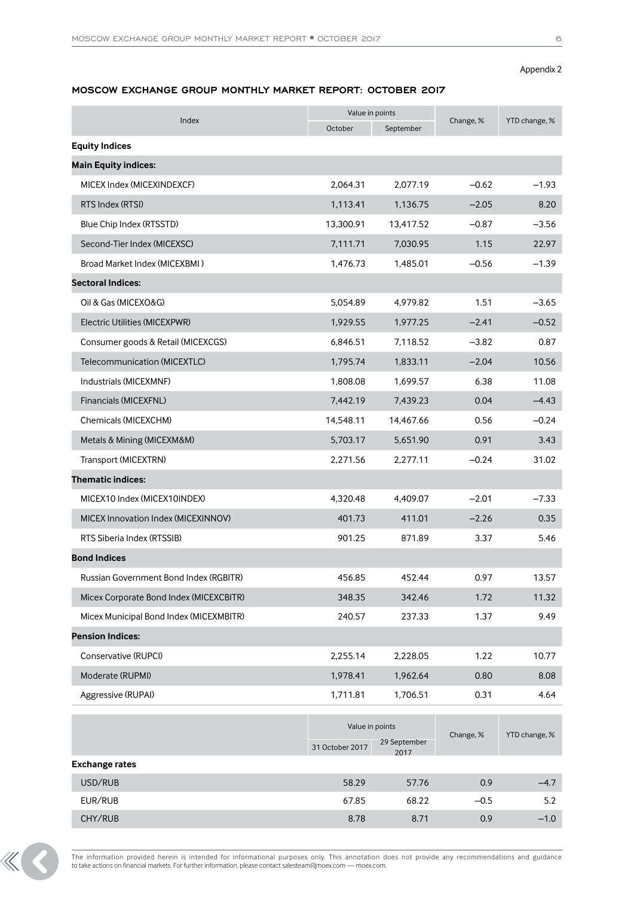Appendix 2

## MOSCOW EXCHANGE GROUP MONTHLY MARKET REPORT: OCTOBER 2017

| Index | Value in points | | Change, % | YTD change, % |
|---|---|---|---|---|
| | October | September | | |
| **Equity Indices** | | | | |
| **Main Equity indices:** | | | | |
| MICEX Index (MICEXINDEXCF) | 2,064.31 | 2,077.19 | –0.62 | –1.93 |
| RTS Index (RTSI) | 1,113.41 | 1,136.75 | –2.05 | 8.20 |
| Blue Chip Index (RTSSTD) | 13,300.91 | 13,417.52 | –0.87 | –3.56 |
| Second-Tier Index (MICEXSC) | 7,111.71 | 7,030.95 | 1.15 | 22.97 |
| Broad Market Index (MICEXBMI ) | 1,476.73 | 1,485.01 | –0.56 | –1.39 |
| **Sectoral Indices:** | | | | |
| Oil & Gas (MICEXO&G) | 5,054.89 | 4,979.82 | 1.51 | –3.65 |
| Electric Utilities (MICEXPWR) | 1,929.55 | 1,977.25 | –2.41 | –0.52 |
| Consumer goods & Retail (MICEXCGS) | 6,846.51 | 7,118.52 | –3.82 | 0.87 |
| Telecommunication (MICEXTLC) | 1,795.74 | 1,833.11 | –2.04 | 10.56 |
| Industrials (MICEXMNF) | 1,808.08 | 1,699.57 | 6.38 | 11.08 |
| Financials (MICEXFNL) | 7,442.19 | 7,439.23 | 0.04 | –4.43 |
| Chemicals (MICEXCHM) | 14,548.11 | 14,467.66 | 0.56 | –0.24 |
| Metals & Mining (MICEXM&M) | 5,703.17 | 5,651.90 | 0.91 | 3.43 |
| Transport (MICEXTRN) | 2,271.56 | 2,277.11 | –0.24 | 31.02 |
| **Thematic indices:** | | | | |
| MICEX10 Index (MICEX10INDEX) | 4,320.48 | 4,409.07 | –2.01 | –7.33 |
| MICEX Innovation Index (MICEXINNOV) | 401.73 | 411.01 | –2.26 | 0.35 |
| RTS Siberia Index (RTSSIB) | 901.25 | 871.89 | 3.37 | 5.46 |
| **Bond Indices** | | | | |
| Russian Government Bond Index (RGBITR) | 456.85 | 452.44 | 0.97 | 13.57 |
| Micex Corporate Bond Index (MICEXCBITR) | 348.35 | 342.46 | 1.72 | 11.32 |
| Micex Municipal Bond Index (MICEXMBITR) | 240.57 | 237.33 | 1.37 | 9.49 |
| **Pension Indices:** | | | | |
| Conservative (RUPCI) | 2,255.14 | 2,228.05 | 1.22 | 10.77 |
| Moderate (RUPMI) | 1,978.41 | 1,962.64 | 0.80 | 8.08 |
| Aggressive (RUPAI) | 1,711.81 | 1,706.51 | 0.31 | 4.64 |

| | Value in points | | Change, % | YTD change, % |
|---|---|---|---|---|
| | 31 October 2017 | 29 September 2017 | | |
| **Exchange rates** | | | | |
| USD/RUB | 58.29 | 57.76 | 0.9 | –4.7 |
| EUR/RUB | 67.85 | 68.22 | –0.5 | 5.2 |
| CHY/RUB | 8.78 | 8.71 | 0.9 | –1.0 |

The information provided herein is intended for informational purposes only. This annotation does not provide any recommendations and guidance to take actions on financial markets. For further information, please contact salesteam@moex.com — moex.com.